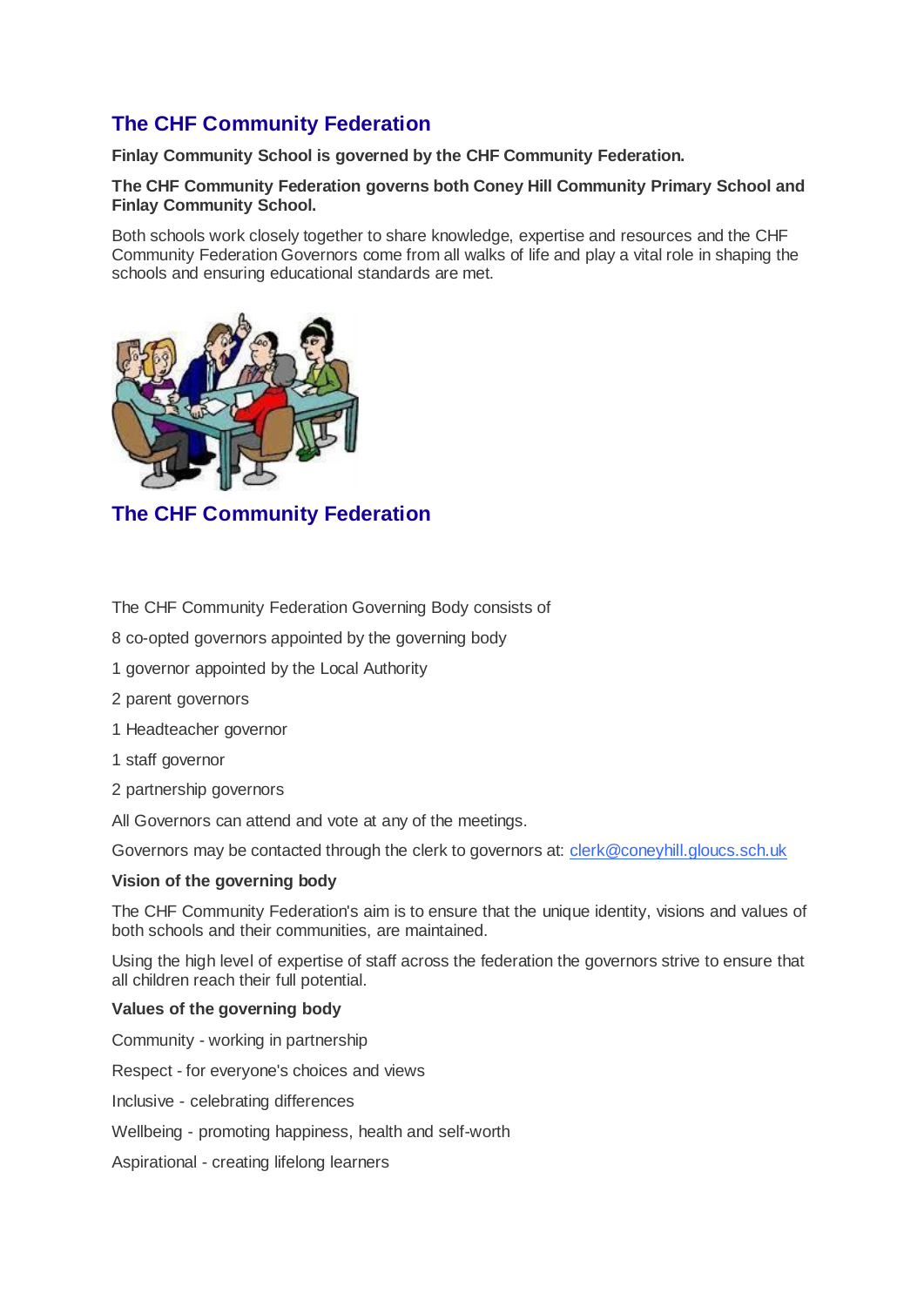## The CHF Community Federation

**Finlay Community School is governed by the CHF Community Federation.**

**The CHF Community Federation governs both Coney Hill Community Primary School and Finlay Community School.**

Both schools work closely together to share knowledge, expertise and resources and the CHF Community Federation Governors come from all walks of life and play a vital role in shaping the schools and ensuring educational standards are met.

## The CHF Community Federation

The CHF Community Federation Governing Body consists of

8 co-opted governors appointed by the governing body

1 governor appointed by the Local Authority

2 parent governors

1 Headteacher governor

1 staff governor

2 partnership governors

All Governors can attend and vote at any of the meetings.

Governors may be contacted through the clerk to governors at: clerk@coneyhill.gloucs.sch.uk

**Vision of the governing body**

The CHF Community Federation's aim is to ensure that the unique identity, visions and values of both schools and their communities, are maintained.

Using the high level of expertise of staff across the federation the governors strive to ensure that all children reach their full potential.

**Values of the governing body**

Community - working in partnership

Respect - for everyone's choices and views

Inclusive - celebrating differences

Wellbeing - promoting happiness, health and self-worth

Aspirational - creating lifelong learners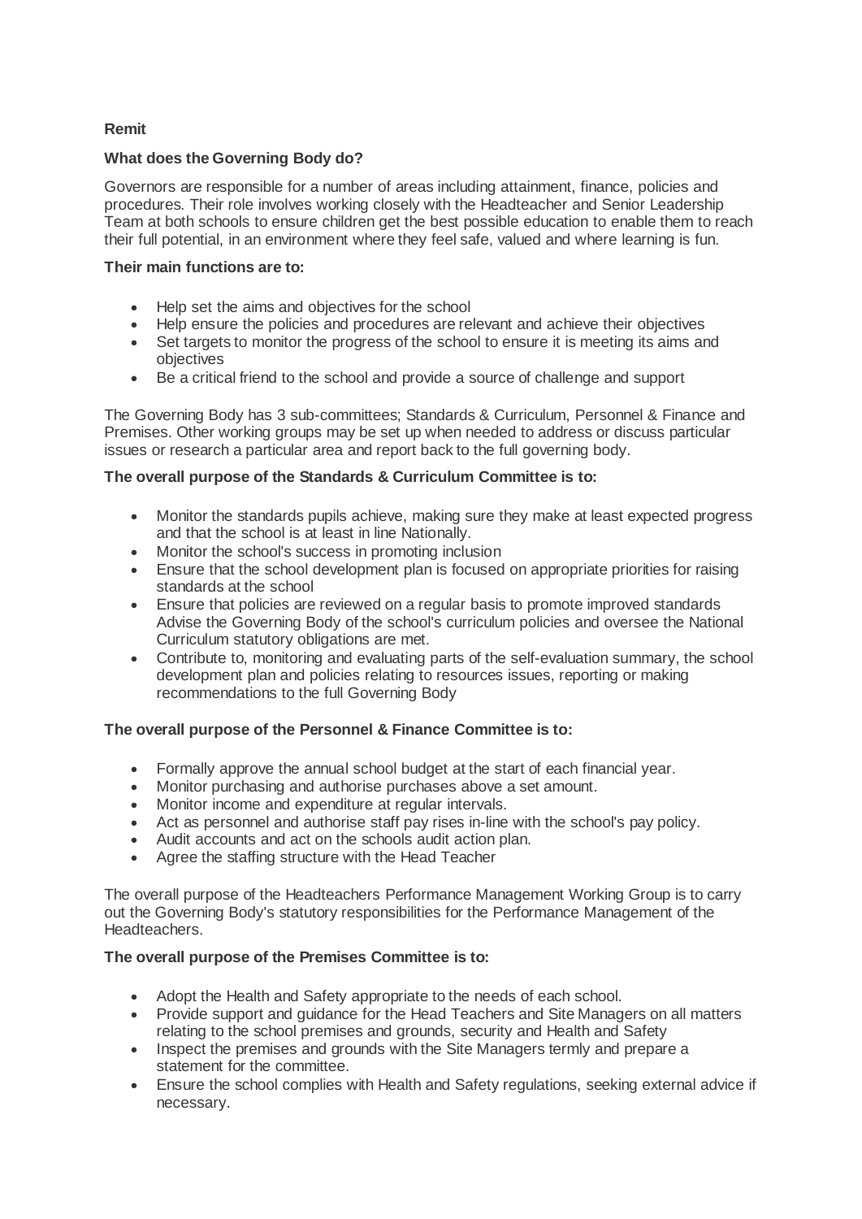**Remit**

**What does the Governing Body do?**

Governors are responsible for a number of areas including attainment, finance, policies and procedures. Their role involves working closely with the Headteacher and Senior Leadership Team at both schools to ensure children get the best possible education to enable them to reach their full potential, in an environment where they feel safe, valued and where learning is fun.

**Their main functions are to:**

- Help set the aims and objectives for the school
- Help ensure the policies and procedures are relevant and achieve their objectives
- Set targets to monitor the progress of the school to ensure it is meeting its aims and objectives
- Be a critical friend to the school and provide a source of challenge and support

The Governing Body has 3 sub-committees; Standards & Curriculum, Personnel & Finance and Premises. Other working groups may be set up when needed to address or discuss particular issues or research a particular area and report back to the full governing body.

**The overall purpose of the Standards & Curriculum Committee is to:**

- Monitor the standards pupils achieve, making sure they make at least expected progress and that the school is at least in line Nationally.
- Monitor the school's success in promoting inclusion
- Ensure that the school development plan is focused on appropriate priorities for raising standards at the school
- Ensure that policies are reviewed on a regular basis to promote improved standards Advise the Governing Body of the school's curriculum policies and oversee the National Curriculum statutory obligations are met.
- Contribute to, monitoring and evaluating parts of the self-evaluation summary, the school development plan and policies relating to resources issues, reporting or making recommendations to the full Governing Body

**The overall purpose of the Personnel & Finance Committee is to:**

- Formally approve the annual school budget at the start of each financial year.
- Monitor purchasing and authorise purchases above a set amount.
- Monitor income and expenditure at regular intervals.
- Act as personnel and authorise staff pay rises in-line with the school's pay policy.
- Audit accounts and act on the schools audit action plan.
- Agree the staffing structure with the Head Teacher

The overall purpose of the Headteachers Performance Management Working Group is to carry out the Governing Body's statutory responsibilities for the Performance Management of the Headteachers.

**The overall purpose of the Premises Committee is to:**

- Adopt the Health and Safety appropriate to the needs of each school.
- Provide support and guidance for the Head Teachers and Site Managers on all matters relating to the school premises and grounds, security and Health and Safety
- Inspect the premises and grounds with the Site Managers termly and prepare a statement for the committee.
- Ensure the school complies with Health and Safety regulations, seeking external advice if necessary.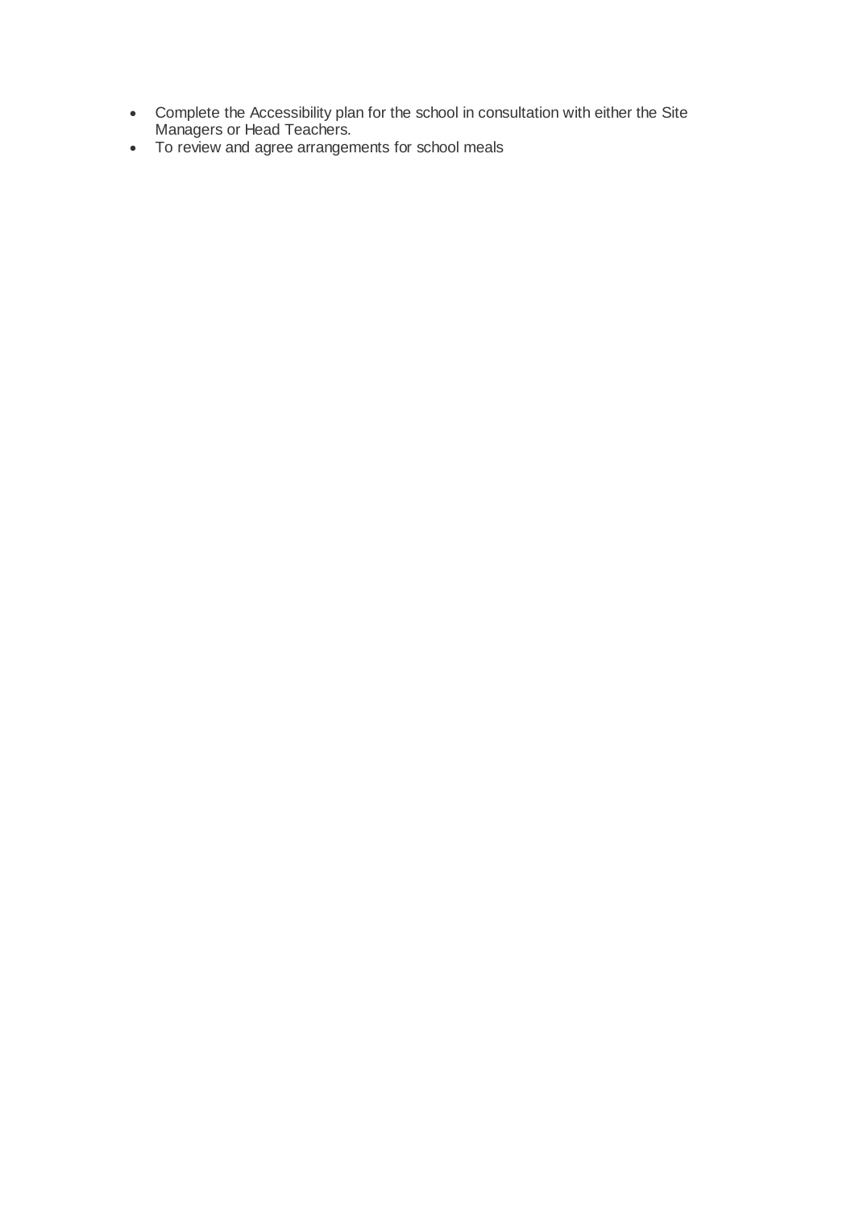- Complete the Accessibility plan for the school in consultation with either the Site Managers or Head Teachers.
- To review and agree arrangements for school meals